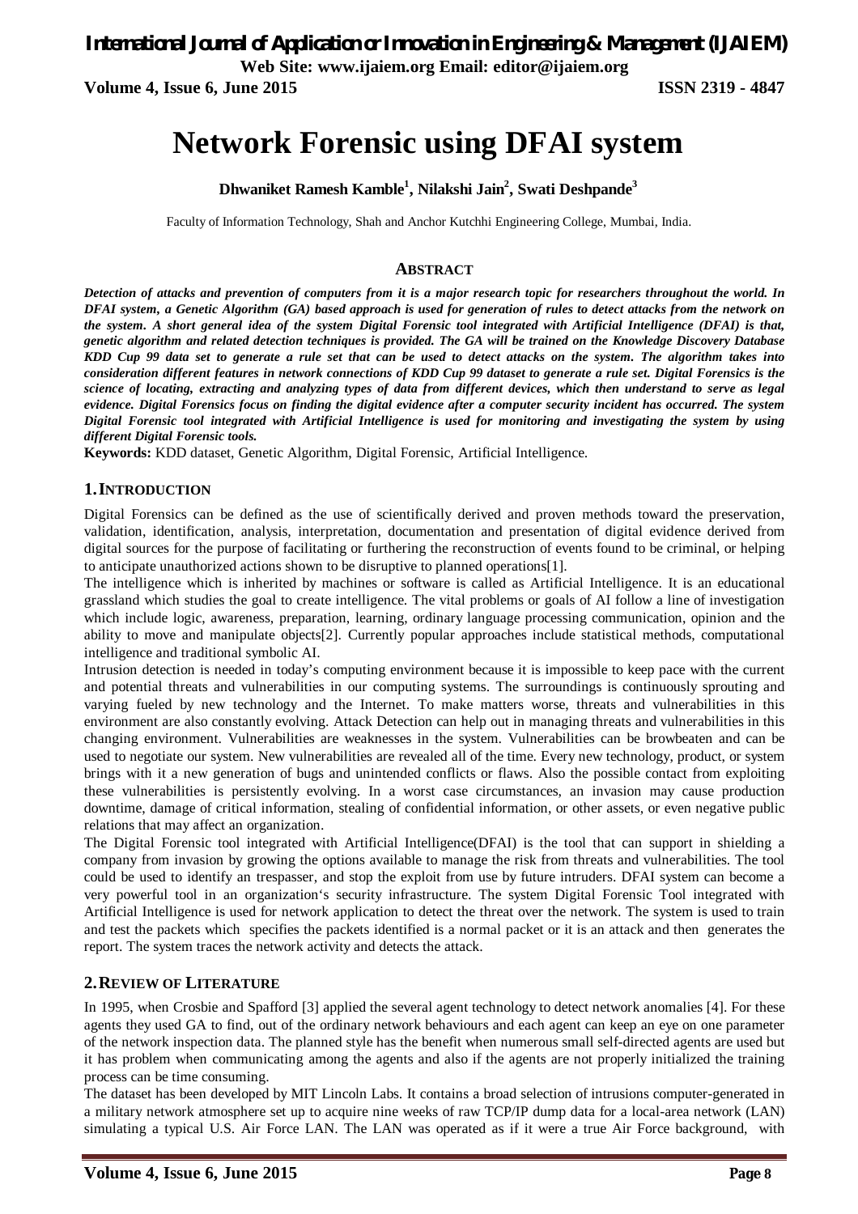# Network Forensic using DFAI system

**Dhwaniket Ramesh Kamble[1], Nilakshi Jain[2], Swati Deshpande[3]**

Faculty of Information Technology, Shah and Anchor Kutchhi Engineering College, Mumbai, India.

## ABSTRACT

***Detection of attacks and prevention of computers from it is a major research topic for researchers throughout the world. In DFAI system, a Genetic Algorithm (GA) based approach is used for generation of rules to detect attacks from the network on the system. A short general idea of the system Digital Forensic tool integrated with Artificial Intelligence (DFAI) is that, genetic algorithm and related detection techniques is provided. The GA will be trained on the Knowledge Discovery Database KDD Cup 99 data set to generate a rule set that can be used to detect attacks on the system. The algorithm takes into consideration different features in network connections of KDD Cup 99 dataset to generate a rule set. Digital Forensics is the science of locating, extracting and analyzing types of data from different devices, which then understand to serve as legal evidence. Digital Forensics focus on finding the digital evidence after a computer security incident has occurred. The system Digital Forensic tool integrated with Artificial Intelligence is used for monitoring and investigating the system by using different Digital Forensic tools.***

**Keywords:** KDD dataset, Genetic Algorithm, Digital Forensic, Artificial Intelligence.

## 1. INTRODUCTION

Digital Forensics can be defined as the use of scientifically derived and proven methods toward the preservation, validation, identification, analysis, interpretation, documentation and presentation of digital evidence derived from digital sources for the purpose of facilitating or furthering the reconstruction of events found to be criminal, or helping to anticipate unauthorized actions shown to be disruptive to planned operations[1].

The intelligence which is inherited by machines or software is called as Artificial Intelligence. It is an educational grassland which studies the goal to create intelligence. The vital problems or goals of AI follow a line of investigation which include logic, awareness, preparation, learning, ordinary language processing communication, opinion and the ability to move and manipulate objects[2]. Currently popular approaches include statistical methods, computational intelligence and traditional symbolic AI.

Intrusion detection is needed in today's computing environment because it is impossible to keep pace with the current and potential threats and vulnerabilities in our computing systems. The surroundings is continuously sprouting and varying fueled by new technology and the Internet. To make matters worse, threats and vulnerabilities in this environment are also constantly evolving. Attack Detection can help out in managing threats and vulnerabilities in this changing environment. Vulnerabilities are weaknesses in the system. Vulnerabilities can be browbeaten and can be used to negotiate our system. New vulnerabilities are revealed all of the time. Every new technology, product, or system brings with it a new generation of bugs and unintended conflicts or flaws. Also the possible contact from exploiting these vulnerabilities is persistently evolving. In a worst case circumstances, an invasion may cause production downtime, damage of critical information, stealing of confidential information, or other assets, or even negative public relations that may affect an organization.

The Digital Forensic tool integrated with Artificial Intelligence(DFAI) is the tool that can support in shielding a company from invasion by growing the options available to manage the risk from threats and vulnerabilities. The tool could be used to identify an trespasser, and stop the exploit from use by future intruders. DFAI system can become a very powerful tool in an organization's security infrastructure. The system Digital Forensic Tool integrated with Artificial Intelligence is used for network application to detect the threat over the network. The system is used to train and test the packets which specifies the packets identified is a normal packet or it is an attack and then generates the report. The system traces the network activity and detects the attack.

## 2. REVIEW OF LITERATURE

In 1995, when Crosbie and Spafford [3] applied the several agent technology to detect network anomalies [4]. For these agents they used GA to find, out of the ordinary network behaviours and each agent can keep an eye on one parameter of the network inspection data. The planned style has the benefit when numerous small self-directed agents are used but it has problem when communicating among the agents and also if the agents are not properly initialized the training process can be time consuming.

The dataset has been developed by MIT Lincoln Labs. It contains a broad selection of intrusions computer-generated in a military network atmosphere set up to acquire nine weeks of raw TCP/IP dump data for a local-area network (LAN) simulating a typical U.S. Air Force LAN. The LAN was operated as if it were a true Air Force background, with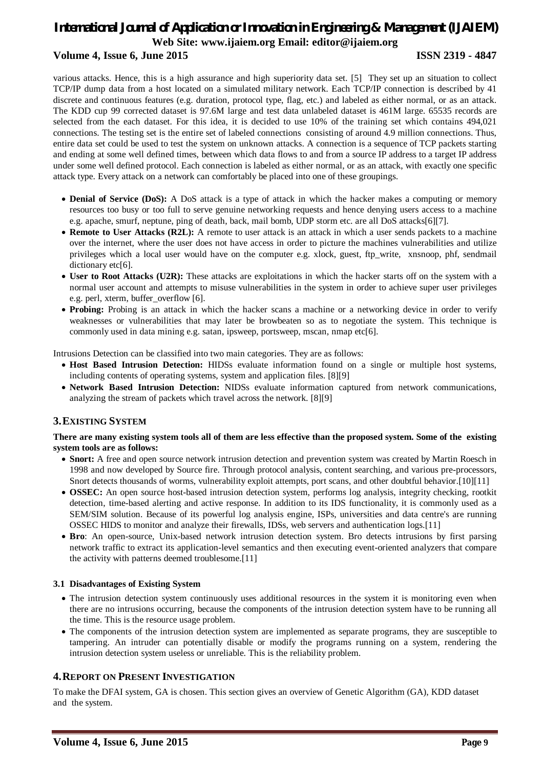various attacks. Hence, this is a high assurance and high superiority data set. [5] They set up an situation to collect TCP/IP dump data from a host located on a simulated military network. Each TCP/IP connection is described by 41 discrete and continuous features (e.g. duration, protocol type, flag, etc.) and labeled as either normal, or as an attack. The KDD cup 99 corrected dataset is 97.6M large and test data unlabeled dataset is 461M large. 65535 records are selected from the each dataset. For this idea, it is decided to use 10% of the training set which contains 494,021 connections. The testing set is the entire set of labeled connections consisting of around 4.9 million connections. Thus, entire data set could be used to test the system on unknown attacks. A connection is a sequence of TCP packets starting and ending at some well defined times, between which data flows to and from a source IP address to a target IP address under some well defined protocol. Each connection is labeled as either normal, or as an attack, with exactly one specific attack type. Every attack on a network can comfortably be placed into one of these groupings.

- **Denial of Service (DoS):** A DoS attack is a type of attack in which the hacker makes a computing or memory resources too busy or too full to serve genuine networking requests and hence denying users access to a machine e.g. apache, smurf, neptune, ping of death, back, mail bomb, UDP storm etc. are all DoS attacks[6][7].
- **Remote to User Attacks (R2L):** A remote to user attack is an attack in which a user sends packets to a machine over the internet, where the user does not have access in order to picture the machines vulnerabilities and utilize privileges which a local user would have on the computer e.g. xlock, guest, ftp_write, xnsnoop, phf, sendmail dictionary etc[6].
- **User to Root Attacks (U2R):** These attacks are exploitations in which the hacker starts off on the system with a normal user account and attempts to misuse vulnerabilities in the system in order to achieve super user privileges e.g. perl, xterm, buffer_overflow [6].
- **Probing:** Probing is an attack in which the hacker scans a machine or a networking device in order to verify weaknesses or vulnerabilities that may later be browbeaten so as to negotiate the system. This technique is commonly used in data mining e.g. satan, ipsweep, portsweep, mscan, nmap etc[6].

Intrusions Detection can be classified into two main categories. They are as follows:

- **Host Based Intrusion Detection:** HIDSs evaluate information found on a single or multiple host systems, including contents of operating systems, system and application files. [8][9]
- **Network Based Intrusion Detection:** NIDSs evaluate information captured from network communications, analyzing the stream of packets which travel across the network. [8][9]

## 3. EXISTING SYSTEM

**There are many existing system tools all of them are less effective than the proposed system. Some of the existing system tools are as follows:**

- **Snort:** A free and open source network intrusion detection and prevention system was created by Martin Roesch in 1998 and now developed by Source fire. Through protocol analysis, content searching, and various pre-processors, Snort detects thousands of worms, vulnerability exploit attempts, port scans, and other doubtful behavior.[10][11]
- **OSSEC:** An open source host-based intrusion detection system, performs log analysis, integrity checking, rootkit detection, time-based alerting and active response. In addition to its IDS functionality, it is commonly used as a SEM/SIM solution. Because of its powerful log analysis engine, ISPs, universities and data centre's are running OSSEC HIDS to monitor and analyze their firewalls, IDSs, web servers and authentication logs.[11]
- **Bro**: An open-source, Unix-based network intrusion detection system. Bro detects intrusions by first parsing network traffic to extract its application-level semantics and then executing event-oriented analyzers that compare the activity with patterns deemed troublesome.[11]

### 3.1 Disadvantages of Existing System

- The intrusion detection system continuously uses additional resources in the system it is monitoring even when there are no intrusions occurring, because the components of the intrusion detection system have to be running all the time. This is the resource usage problem.
- The components of the intrusion detection system are implemented as separate programs, they are susceptible to tampering. An intruder can potentially disable or modify the programs running on a system, rendering the intrusion detection system useless or unreliable. This is the reliability problem.

## 4. REPORT ON PRESENT INVESTIGATION

To make the DFAI system, GA is chosen. This section gives an overview of Genetic Algorithm (GA), KDD dataset and the system.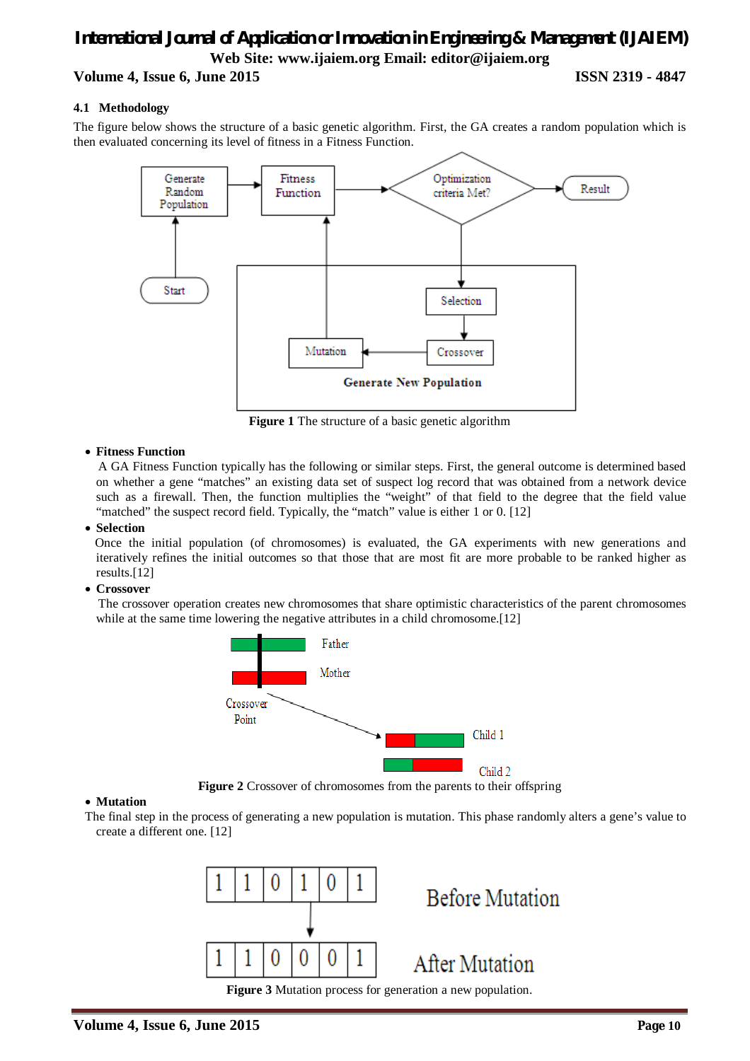### 4.1 Methodology

The figure below shows the structure of a basic genetic algorithm. First, the GA creates a random population which is then evaluated concerning its level of fitness in a Fitness Function.

**Figure 1** The structure of a basic genetic algorithm

- **Fitness Function**

  A GA Fitness Function typically has the following or similar steps. First, the general outcome is determined based on whether a gene "matches" an existing data set of suspect log record that was obtained from a network device such as a firewall. Then, the function multiplies the "weight" of that field to the degree that the field value "matched" the suspect record field. Typically, the "match" value is either 1 or 0. [12]

- **Selection**

  Once the initial population (of chromosomes) is evaluated, the GA experiments with new generations and iteratively refines the initial outcomes so that those that are most fit are more probable to be ranked higher as results.[12]

- **Crossover**

  The crossover operation creates new chromosomes that share optimistic characteristics of the parent chromosomes while at the same time lowering the negative attributes in a child chromosome.[12]

**Figure 2** Crossover of chromosomes from the parents to their offspring

- **Mutation**

The final step in the process of generating a new population is mutation. This phase randomly alters a gene's value to create a different one. [12]

**Figure 3** Mutation process for generation a new population.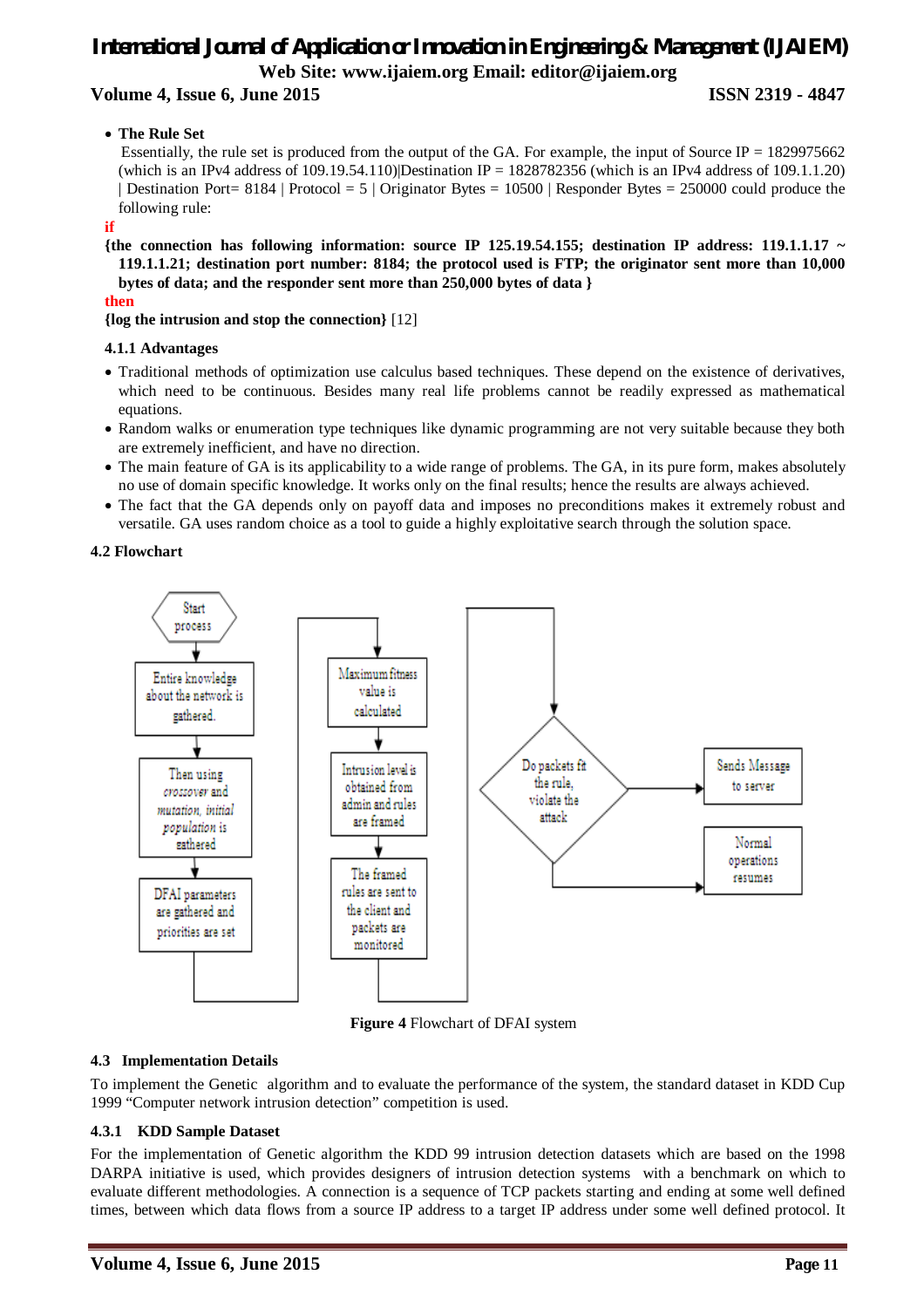- **The Rule Set**

  Essentially, the rule set is produced from the output of the GA. For example, the input of Source IP = 1829975662 (which is an IPv4 address of 109.19.54.110)|Destination IP = 1828782356 (which is an IPv4 address of 109.1.1.20) | Destination Port= 8184 | Protocol = 5 | Originator Bytes = 10500 | Responder Bytes = 250000 could produce the following rule:

**if**

**{the connection has following information: source IP 125.19.54.155; destination IP address: 119.1.1.17 ~ 119.1.1.21; destination port number: 8184; the protocol used is FTP; the originator sent more than 10,000 bytes of data; and the responder sent more than 250,000 bytes of data }**

**then**

**{log the intrusion and stop the connection}** [12]

#### 4.1.1 Advantages

- Traditional methods of optimization use calculus based techniques. These depend on the existence of derivatives, which need to be continuous. Besides many real life problems cannot be readily expressed as mathematical equations.
- Random walks or enumeration type techniques like dynamic programming are not very suitable because they both are extremely inefficient, and have no direction.
- The main feature of GA is its applicability to a wide range of problems. The GA, in its pure form, makes absolutely no use of domain specific knowledge. It works only on the final results; hence the results are always achieved.
- The fact that the GA depends only on payoff data and imposes no preconditions makes it extremely robust and versatile. GA uses random choice as a tool to guide a highly exploitative search through the solution space.

### 4.2 Flowchart

Start process → Entire knowledge about the network is gathered. → Then using *crossover* and *mutation, initial population* is gathered → DFAI parameters are gathered and priorities are set → Maximum fitness value is calculated → Intrusion level is obtained from admin and rules are framed → The framed rules are sent to the client and packets are monitored → Do packets fit the rule, violate the attack → Sends Message to server / Normal operations resumes

**Figure 4** Flowchart of DFAI system

### 4.3 Implementation Details

To implement the Genetic algorithm and to evaluate the performance of the system, the standard dataset in KDD Cup 1999 "Computer network intrusion detection" competition is used.

#### 4.3.1 KDD Sample Dataset

For the implementation of Genetic algorithm the KDD 99 intrusion detection datasets which are based on the 1998 DARPA initiative is used, which provides designers of intrusion detection systems with a benchmark on which to evaluate different methodologies. A connection is a sequence of TCP packets starting and ending at some well defined times, between which data flows from a source IP address to a target IP address under some well defined protocol. It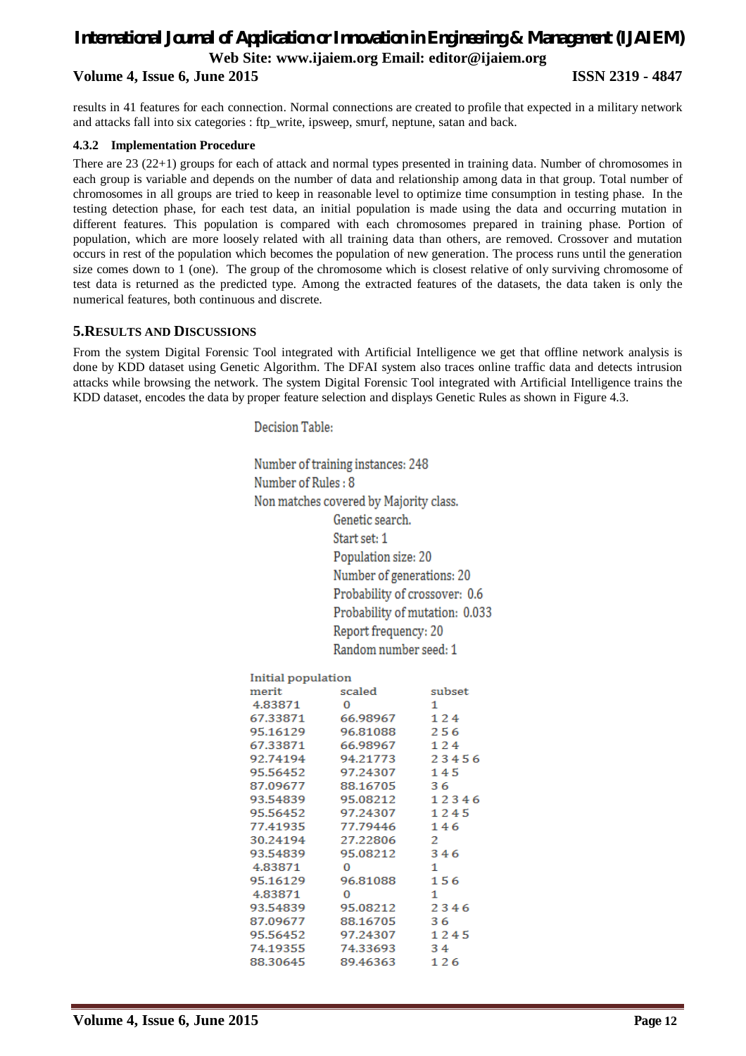results in 41 features for each connection. Normal connections are created to profile that expected in a military network and attacks fall into six categories : ftp_write, ipsweep, smurf, neptune, satan and back.

#### 4.3.2 Implementation Procedure

There are 23 (22+1) groups for each of attack and normal types presented in training data. Number of chromosomes in each group is variable and depends on the number of data and relationship among data in that group. Total number of chromosomes in all groups are tried to keep in reasonable level to optimize time consumption in testing phase. In the testing detection phase, for each test data, an initial population is made using the data and occurring mutation in different features. This population is compared with each chromosomes prepared in training phase. Portion of population, which are more loosely related with all training data than others, are removed. Crossover and mutation occurs in rest of the population which becomes the population of new generation. The process runs until the generation size comes down to 1 (one). The group of the chromosome which is closest relative of only surviving chromosome of test data is returned as the predicted type. Among the extracted features of the datasets, the data taken is only the numerical features, both continuous and discrete.

## 5.RESULTS AND DISCUSSIONS

From the system Digital Forensic Tool integrated with Artificial Intelligence we get that offline network analysis is done by KDD dataset using Genetic Algorithm. The DFAI system also traces online traffic data and detects intrusion attacks while browsing the network. The system Digital Forensic Tool integrated with Artificial Intelligence trains the KDD dataset, encodes the data by proper feature selection and displays Genetic Rules as shown in Figure 4.3.

```
Decision Table:

Number of training instances: 248
Number of Rules : 8
Non matches covered by Majority class.
        Genetic search.
        Start set: 1
        Population size: 20
        Number of generations: 20
        Probability of crossover: 0.6
        Probability of mutation: 0.033
        Report frequency: 20
        Random number seed: 1

Initial population
merit       scaled      subset
 4.83871    0           1
67.33871    66.98967    1 2 4
95.16129    96.81088    2 5 6
67.33871    66.98967    1 2 4
92.74194    94.21773    2 3 4 5 6
95.56452    97.24307    1 4 5
87.09677    88.16705    3 6
93.54839    95.08212    1 2 3 4 6
95.56452    97.24307    1 2 4 5
77.41935    77.79446    1 4 6
30.24194    27.22806    2
93.54839    95.08212    3 4 6
 4.83871    0           1
95.16129    96.81088    1 5 6
 4.83871    0           1
93.54839    95.08212    2 3 4 6
87.09677    88.16705    3 6
95.56452    97.24307    1 2 4 5
74.19355    74.33693    3 4
88.30645    89.46363    1 2 6
```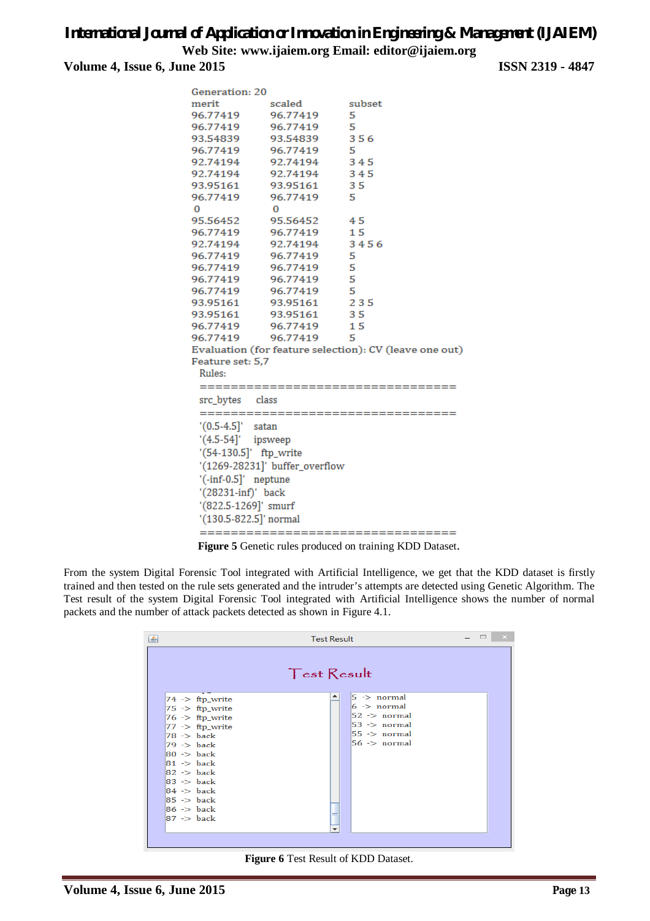```
Generation: 20
merit       scaled      subset
96.77419    96.77419    5
96.77419    96.77419    5
93.54839    93.54839    3 5 6
96.77419    96.77419    5
92.74194    92.74194    3 4 5
92.74194    92.74194    3 4 5
93.95161    93.95161    3 5
96.77419    96.77419    5
 0           0
95.56452    95.56452    4 5
96.77419    96.77419    1 5
92.74194    92.74194    3 4 5 6
96.77419    96.77419    5
96.77419    96.77419    5
96.77419    96.77419    5
96.77419    96.77419    5
93.95161    93.95161    2 3 5
93.95161    93.95161    3 5
96.77419    96.77419    1 5
96.77419    96.77419    5
Evaluation (for feature selection): CV (leave one out)
Feature set: 5,7
  Rules:
  ==================================
  src_bytes    class
  ==================================
  '(0.5-4.5]'   satan
  '(4.5-54]'   ipsweep
  '(54-130.5]'   ftp_write
  '(1269-28231]'  buffer_overflow
  '(-inf-0.5]'   neptune
  '(28231-inf)'  back
  '(822.5-1269]'  smurf
  '(130.5-822.5]' normal
  ==================================
```

**Figure 5** Genetic rules produced on training KDD Dataset.

From the system Digital Forensic Tool integrated with Artificial Intelligence, we get that the KDD dataset is firstly trained and then tested on the rule sets generated and the intruder's attempts are detected using Genetic Algorithm. The Test result of the system Digital Forensic Tool integrated with Artificial Intelligence shows the number of normal packets and the number of attack packets detected as shown in Figure 4.1.

```
Test Result

Test Result

74 -> ftp_write          5 -> normal
75 -> ftp_write          6 -> normal
76 -> ftp_write          52 -> normal
77 -> ftp_write          53 -> normal
78 -> back               55 -> normal
79 -> back               56 -> normal
80 -> back
81 -> back
82 -> back
83 -> back
84 -> back
85 -> back
86 -> back
87 -> back
```

**Figure 6** Test Result of KDD Dataset.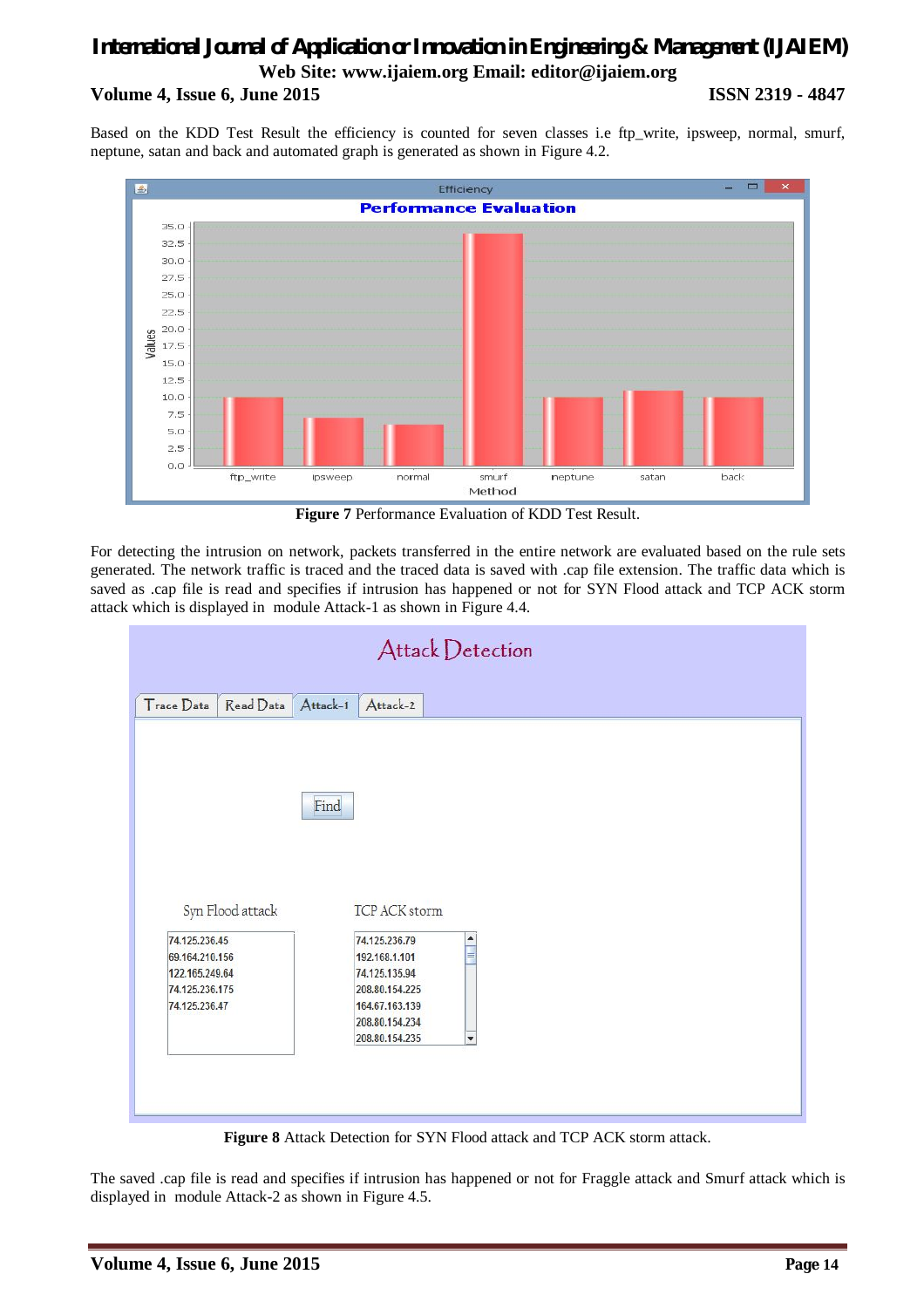Based on the KDD Test Result the efficiency is counted for seven classes i.e ftp_write, ipsweep, normal, smurf, neptune, satan and back and automated graph is generated as shown in Figure 4.2.

**Figure 7** Performance Evaluation of KDD Test Result.

For detecting the intrusion on network, packets transferred in the entire network are evaluated based on the rule sets generated. The network traffic is traced and the traced data is saved with .cap file extension. The traffic data which is saved as .cap file is read and specifies if intrusion has happened or not for SYN Flood attack and TCP ACK storm attack which is displayed in module Attack-1 as shown in Figure 4.4.

**Figure 8** Attack Detection for SYN Flood attack and TCP ACK storm attack.

The saved .cap file is read and specifies if intrusion has happened or not for Fraggle attack and Smurf attack which is displayed in module Attack-2 as shown in Figure 4.5.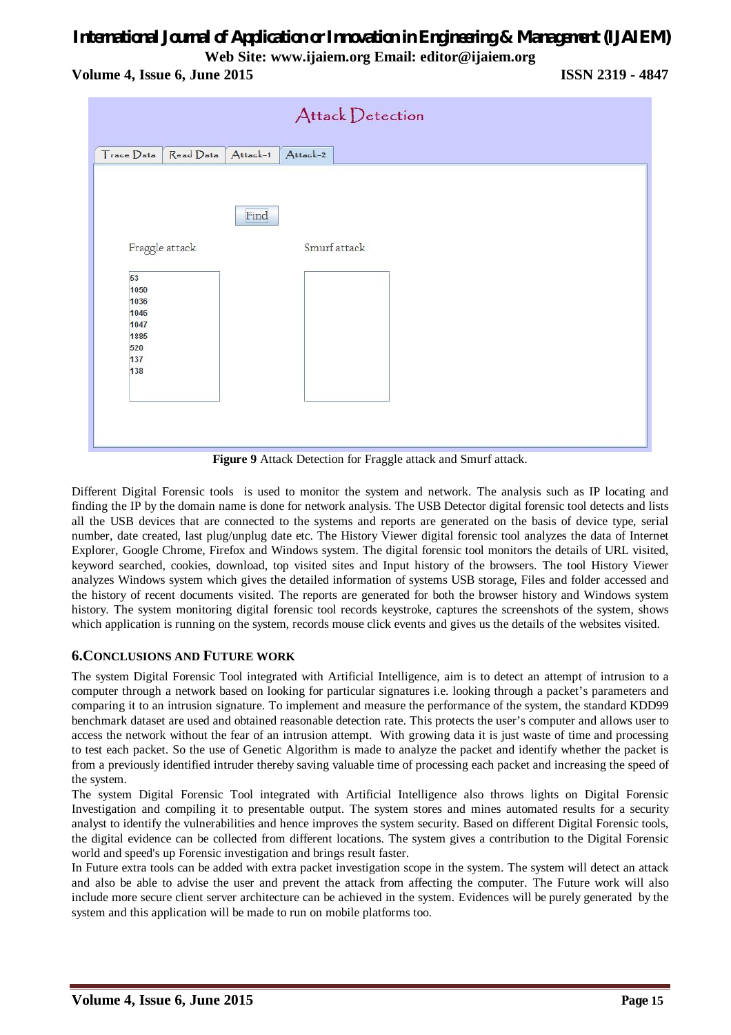**Figure 9** Attack Detection for Fraggle attack and Smurf attack.

Different Digital Forensic tools is used to monitor the system and network. The analysis such as IP locating and finding the IP by the domain name is done for network analysis. The USB Detector digital forensic tool detects and lists all the USB devices that are connected to the systems and reports are generated on the basis of device type, serial number, date created, last plug/unplug date etc. The History Viewer digital forensic tool analyzes the data of Internet Explorer, Google Chrome, Firefox and Windows system. The digital forensic tool monitors the details of URL visited, keyword searched, cookies, download, top visited sites and Input history of the browsers. The tool History Viewer analyzes Windows system which gives the detailed information of systems USB storage, Files and folder accessed and the history of recent documents visited. The reports are generated for both the browser history and Windows system history. The system monitoring digital forensic tool records keystroke, captures the screenshots of the system, shows which application is running on the system, records mouse click events and gives us the details of the websites visited.

## 6.CONCLUSIONS AND FUTURE WORK

The system Digital Forensic Tool integrated with Artificial Intelligence, aim is to detect an attempt of intrusion to a computer through a network based on looking for particular signatures i.e. looking through a packet's parameters and comparing it to an intrusion signature. To implement and measure the performance of the system, the standard KDD99 benchmark dataset are used and obtained reasonable detection rate. This protects the user's computer and allows user to access the network without the fear of an intrusion attempt. With growing data it is just waste of time and processing to test each packet. So the use of Genetic Algorithm is made to analyze the packet and identify whether the packet is from a previously identified intruder thereby saving valuable time of processing each packet and increasing the speed of the system.

The system Digital Forensic Tool integrated with Artificial Intelligence also throws lights on Digital Forensic Investigation and compiling it to presentable output. The system stores and mines automated results for a security analyst to identify the vulnerabilities and hence improves the system security. Based on different Digital Forensic tools, the digital evidence can be collected from different locations. The system gives a contribution to the Digital Forensic world and speed's up Forensic investigation and brings result faster.

In Future extra tools can be added with extra packet investigation scope in the system. The system will detect an attack and also be able to advise the user and prevent the attack from affecting the computer. The Future work will also include more secure client server architecture can be achieved in the system. Evidences will be purely generated by the system and this application will be made to run on mobile platforms too.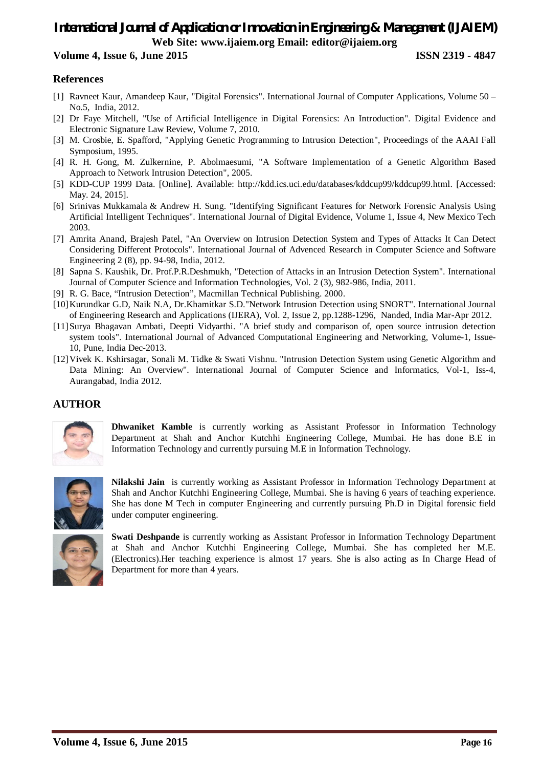## References

[1] Ravneet Kaur, Amandeep Kaur, "Digital Forensics". International Journal of Computer Applications, Volume 50 – No.5, India, 2012.

[2] Dr Faye Mitchell, "Use of Artificial Intelligence in Digital Forensics: An Introduction". Digital Evidence and Electronic Signature Law Review, Volume 7, 2010.

[3] M. Crosbie, E. Spafford, "Applying Genetic Programming to Intrusion Detection", Proceedings of the AAAI Fall Symposium, 1995.

[4] R. H. Gong, M. Zulkernine, P. Abolmaesumi, "A Software Implementation of a Genetic Algorithm Based Approach to Network Intrusion Detection", 2005.

[5] KDD-CUP 1999 Data. [Online]. Available: http://kdd.ics.uci.edu/databases/kddcup99/kddcup99.html. [Accessed: May. 24, 2015].

[6] Srinivas Mukkamala & Andrew H. Sung. "Identifying Significant Features for Network Forensic Analysis Using Artificial Intelligent Techniques". International Journal of Digital Evidence, Volume 1, Issue 4, New Mexico Tech 2003.

[7] Amrita Anand, Brajesh Patel, "An Overview on Intrusion Detection System and Types of Attacks It Can Detect Considering Different Protocols". International Journal of Advenced Research in Computer Science and Software Engineering 2 (8), pp. 94-98, India, 2012.

[8] Sapna S. Kaushik, Dr. Prof.P.R.Deshmukh, "Detection of Attacks in an Intrusion Detection System". International Journal of Computer Science and Information Technologies, Vol. 2 (3), 982-986, India, 2011.

[9] R. G. Bace, "Intrusion Detection", Macmillan Technical Publishing. 2000.

[10] Kurundkar G.D, Naik N.A, Dr.Khamitkar S.D."Network Intrusion Detection using SNORT". International Journal of Engineering Research and Applications (IJERA), Vol. 2, Issue 2, pp.1288-1296, Nanded, India Mar-Apr 2012.

[11] Surya Bhagavan Ambati, Deepti Vidyarthi. "A brief study and comparison of, open source intrusion detection system tools". International Journal of Advanced Computational Engineering and Networking, Volume-1, Issue-10, Pune, India Dec-2013.

[12] Vivek K. Kshirsagar, Sonali M. Tidke & Swati Vishnu. "Intrusion Detection System using Genetic Algorithm and Data Mining: An Overview". International Journal of Computer Science and Informatics, Vol-1, Iss-4, Aurangabad, India 2012.

## AUTHOR

**Dhwaniket Kamble** is currently working as Assistant Professor in Information Technology Department at Shah and Anchor Kutchhi Engineering College, Mumbai. He has done B.E in Information Technology and currently pursuing M.E in Information Technology.

**Nilakshi Jain** is currently working as Assistant Professor in Information Technology Department at Shah and Anchor Kutchhi Engineering College, Mumbai. She is having 6 years of teaching experience. She has done M Tech in computer Engineering and currently pursuing Ph.D in Digital forensic field under computer engineering.

**Swati Deshpande** is currently working as Assistant Professor in Information Technology Department at Shah and Anchor Kutchhi Engineering College, Mumbai. She has completed her M.E. (Electronics).Her teaching experience is almost 17 years. She is also acting as In Charge Head of Department for more than 4 years.